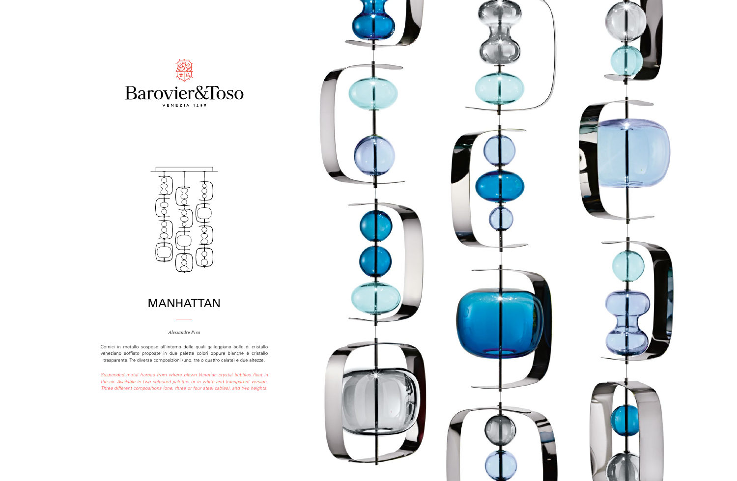Barovier&Toso

VENEZIA 1295

# MANHATTAN

*Alessandro Piva*

Cornici in metallo sospese all'interno delle quali galleggiano bolle di cristallo veneziano soffiato proposte in due palette colori oppure bianche e cristallo trasparente. Tre diverse composizioni (uno, tre o quattro calate) e due altezze.

*Suspended metal frames from where blown Venetian crystal bubbles float in the air. Available in two coloured palettes or in white and transparent version. Three different compositions (one, three or four steel cables), and two heights.*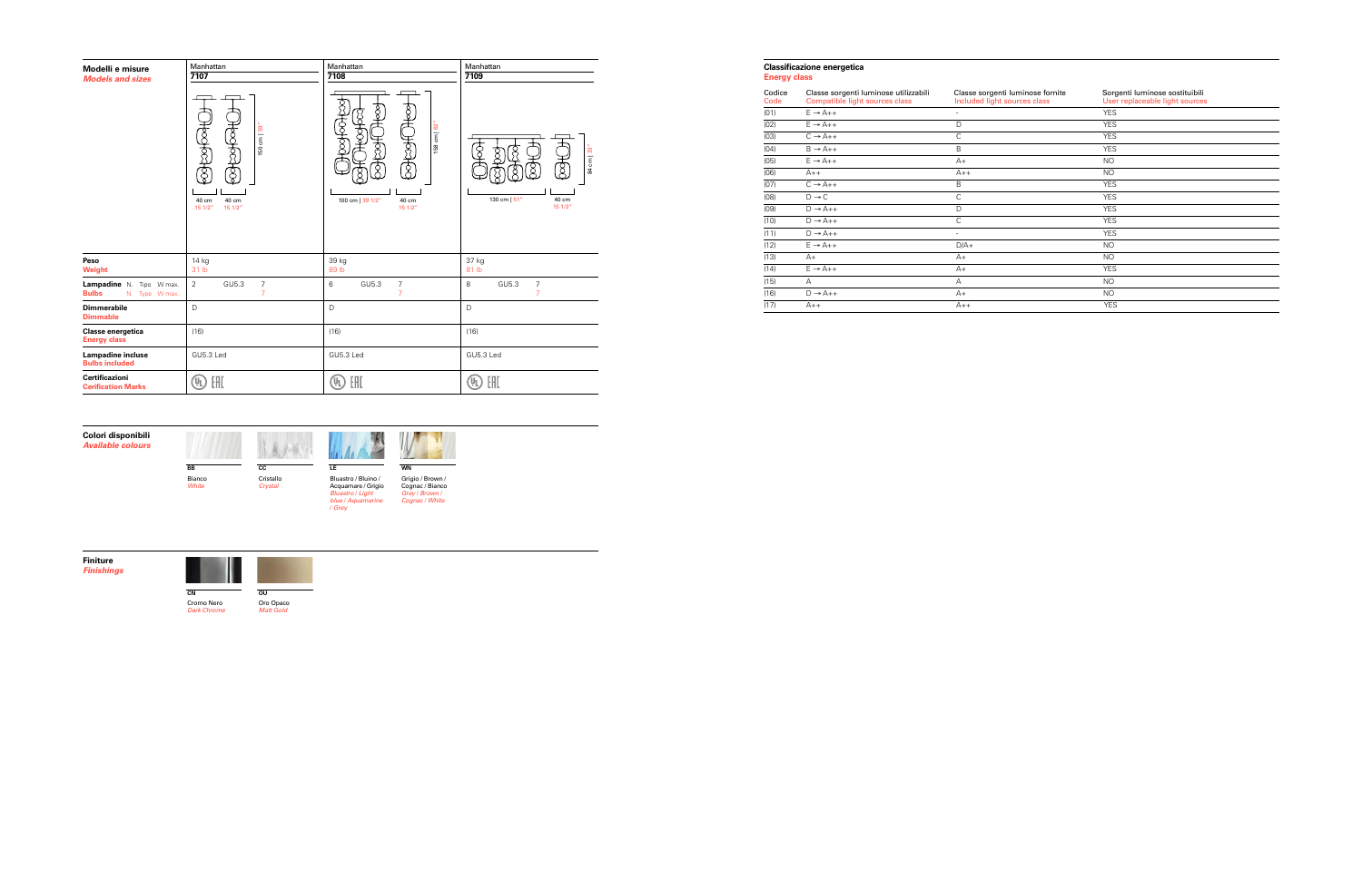## Modelli e misure
*Models and sizes*

| | Manhattan **7107** | Manhattan **7108** | Manhattan **7109** |
|---|---|---|---|
| Dimensions | 150 cm \| 59" — 40 cm 15 1/2" — 40 cm 15 1/2" | 158 cm \| 62" — 100 cm \| 39 1/2" — 40 cm 15 1/2" | 84 cm \| 33" — 130 cm \| 51" — 40 cm 15 1/2" |
| **Peso** / Weight | 14 kg / 31 lb | 39 kg / 89 lb | 37 kg / 81 lb |
| **Lampadine** N. Tipo W max. / Bulbs N. Type W max. | 2 GU5.3 7 / 7 | 6 GU5.3 7 / 7 | 8 GU5.3 7 / 7 |
| **Dimmerabile** / Dimmable | D | D | D |
| **Classe energetica** / Energy class | (16) | (16) | (16) |
| **Lampadine incluse** / Bulbs included | GU5.3 Led | GU5.3 Led | GU5.3 Led |
| **Certificazioni** / Cerification Marks | UL EAC | UL EAC | UL EAC |

## Colori disponibili
*Available colours*

- **BB** — Bianco / *White*
- **CC** — Cristallo / *Crystal*
- **LE** — Bluastro / Bluino / Acquamare / Grigio / *Bluastro / Light blue / Aquamarine / Grey*
- **WN** — Grigio / Brown / Cognac / Bianco / *Grey / Brown / Cognac / White*

## Finiture
*Finishings*

- **CN** — Cromo Nero / *Dark Chrome*
- **OU** — Oro Opaco / *Matt Gold*

## Classificazione energetica
*Energy class*

| Codice / Code | Classe sorgenti luminose utilizzabili / Compatible light sources class | Classe sorgenti luminose fornite / Included light sources class | Sorgenti luminose sostituibili / User replaceable light sources |
|---|---|---|---|
| (01) | E → A++ | - | YES |
| (02) | E → A++ | D | YES |
| (03) | C → A++ | C | YES |
| (04) | B → A++ | B | YES |
| (05) | E → A++ | A+ | NO |
| (06) | A++ | A++ | NO |
| (07) | C → A++ | B | YES |
| (08) | D → C | C | YES |
| (09) | D → A++ | D | YES |
| (10) | D → A++ | C | YES |
| (11) | D → A++ | - | YES |
| (12) | E → A++ | D/A+ | NO |
| (13) | A+ | A+ | NO |
| (14) | E → A++ | A+ | YES |
| (15) | A | A | NO |
| (16) | D → A++ | A+ | NO |
| (17) | A++ | A++ | YES |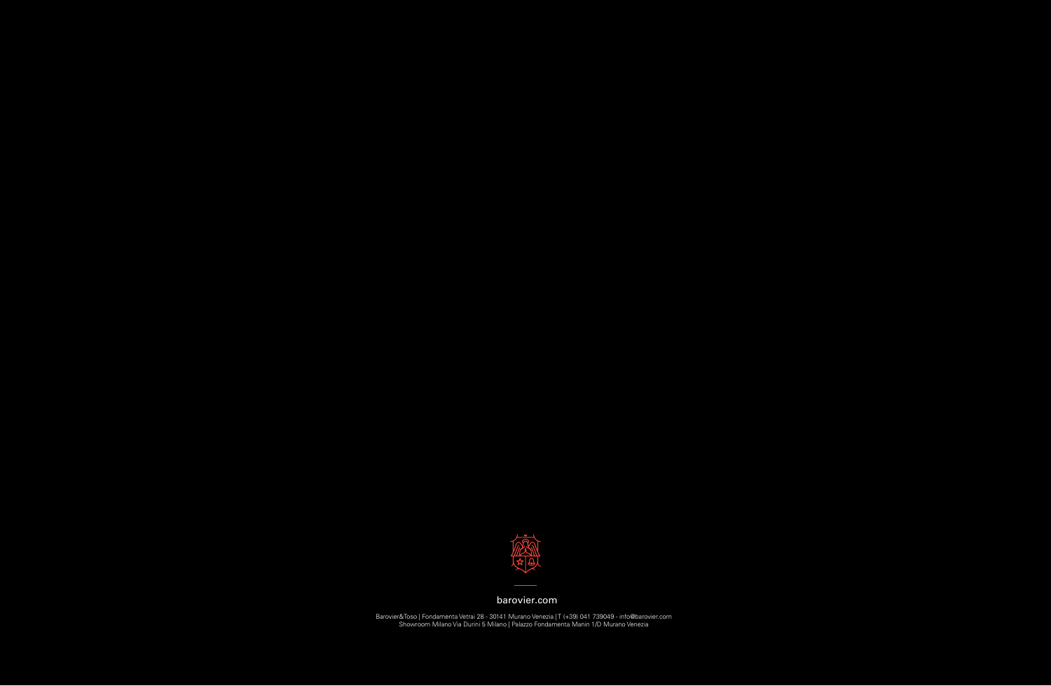barovier.com

Barovier&Toso | Fondamenta Vetrai 28 - 30141 Murano Venezia | T (+39) 041 739049 - info@barovier.com
Showroom Milano Via Durini 5 Milano | Palazzo Fondamenta Manin 1/D Murano Venezia